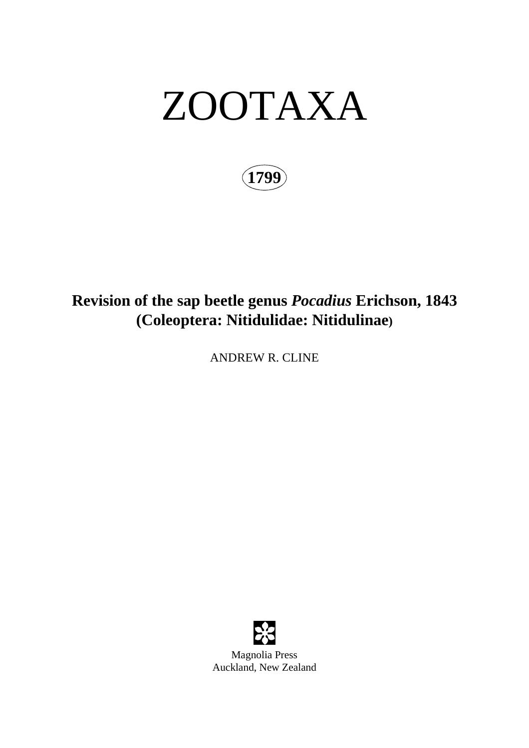# ZOOTAXA

**1799**

## Revision of the sap beetle genus *Pocadius* Erichson, 1843 (Coleoptera: Nitidulidae: Nitidulinae)

ANDREW R. CLINE

Magnolia Press
Auckland, New Zealand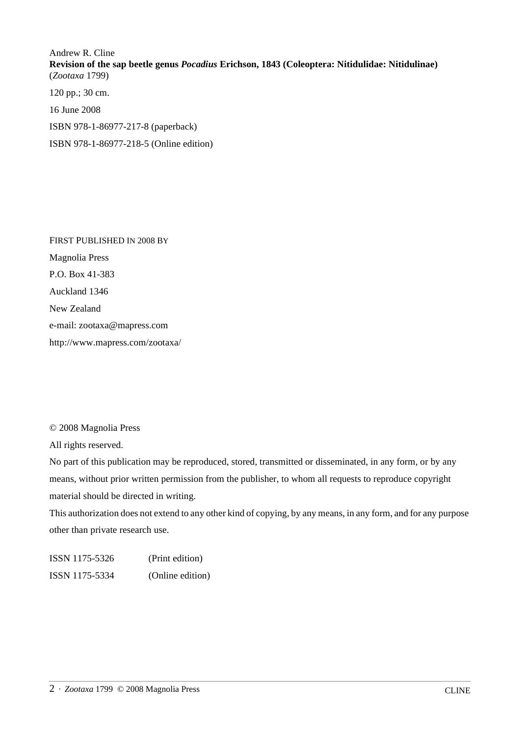Andrew R. Cline
**Revision of the sap beetle genus *Pocadius* Erichson, 1843 (Coleoptera: Nitidulidae: Nitidulinae)**
(*Zootaxa* 1799)

120 pp.; 30 cm.

16 June 2008

ISBN 978-1-86977-217-8 (paperback)

ISBN 978-1-86977-218-5 (Online edition)

FIRST PUBLISHED IN 2008 BY

Magnolia Press

P.O. Box 41-383

Auckland 1346

New Zealand

e-mail: zootaxa@mapress.com

http://www.mapress.com/zootaxa/

© 2008 Magnolia Press

All rights reserved.

No part of this publication may be reproduced, stored, transmitted or disseminated, in any form, or by any means, without prior written permission from the publisher, to whom all requests to reproduce copyright material should be directed in writing.

This authorization does not extend to any other kind of copying, by any means, in any form, and for any purpose other than private research use.

ISSN 1175-5326 (Print edition)

ISSN 1175-5334 (Online edition)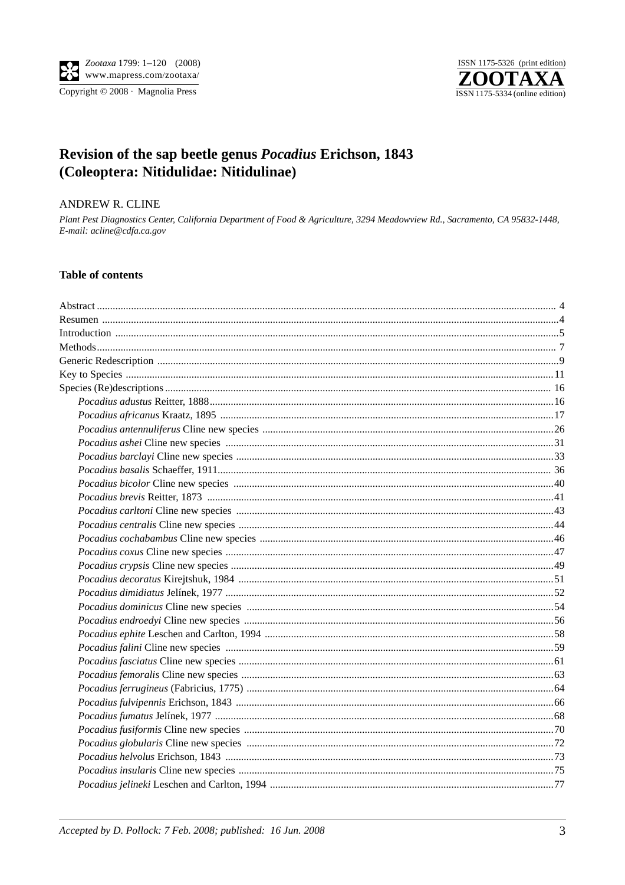# Revision of the sap beetle genus *Pocadius* Erichson, 1843 (Coleoptera: Nitidulidae: Nitidulinae)

ANDREW R. CLINE

*Plant Pest Diagnostics Center, California Department of Food & Agriculture, 3294 Meadowview Rd., Sacramento, CA 95832-1448, E-mail: acline@cdfa.ca.gov*

## Table of contents

Abstract ... 4
Resumen ... 4
Introduction ... 5
Methods ... 7
Generic Redescription ... 9
Key to Species ... 11
Species (Re)descriptions ... 16
- *Pocadius adustus* Reitter, 1888 ... 16
- *Pocadius africanus* Kraatz, 1895 ... 17
- *Pocadius antennuliferus* Cline new species ... 26
- *Pocadius ashei* Cline new species ... 31
- *Pocadius barclayi* Cline new species ... 33
- *Pocadius basalis* Schaeffer, 1911 ... 36
- *Pocadius bicolor* Cline new species ... 40
- *Pocadius brevis* Reitter, 1873 ... 41
- *Pocadius carltoni* Cline new species ... 43
- *Pocadius centralis* Cline new species ... 44
- *Pocadius cochabambus* Cline new species ... 46
- *Pocadius coxus* Cline new species ... 47
- *Pocadius crypsis* Cline new species ... 49
- *Pocadius decoratus* Kirejtshuk, 1984 ... 51
- *Pocadius dimidiatus* Jelínek, 1977 ... 52
- *Pocadius dominicus* Cline new species ... 54
- *Pocadius endroedyi* Cline new species ... 56
- *Pocadius ephite* Leschen and Carlton, 1994 ... 58
- *Pocadius falini* Cline new species ... 59
- *Pocadius fasciatus* Cline new species ... 61
- *Pocadius femoralis* Cline new species ... 63
- *Pocadius ferrugineus* (Fabricius, 1775) ... 64
- *Pocadius fulvipennis* Erichson, 1843 ... 66
- *Pocadius fumatus* Jelínek, 1977 ... 68
- *Pocadius fusiformis* Cline new species ... 70
- *Pocadius globularis* Cline new species ... 72
- *Pocadius helvolus* Erichson, 1843 ... 73
- *Pocadius insularis* Cline new species ... 75
- *Pocadius jelineki* Leschen and Carlton, 1994 ... 77

*Accepted by D. Pollock: 7 Feb. 2008; published: 16 Jun. 2008*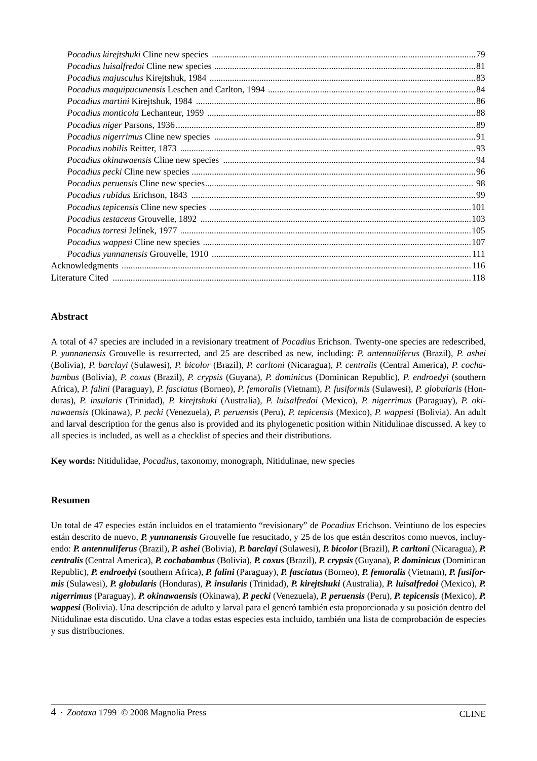*Pocadius kirejtshuki* Cline new species ....................................................................................................................79
*Pocadius luisalfredoi* Cline new species ...................................................................................................................81
*Pocadius majusculus* Kirejtshuk, 1984 .....................................................................................................................83
*Pocadius maquipucunensis* Leschen and Carlton, 1994 ............................................................................................84
*Pocadius martini* Kirejtshuk, 1984 ...........................................................................................................................86
*Pocadius monticola* Lechanteur, 1959 ......................................................................................................................88
*Pocadius niger* Parsons, 1936....................................................................................................................................89
*Pocadius nigerrimus* Cline new species ...................................................................................................................91
*Pocadius nobilis* Reitter, 1873 ..................................................................................................................................93
*Pocadius okinawaensis* Cline new species ...............................................................................................................94
*Pocadius pecki* Cline new species .............................................................................................................................96
*Pocadius peruensis* Cline new species...................................................................................................................... 98
*Pocadius rubidus* Erichson, 1843 .............................................................................................................................99
*Pocadius tepicensis* Cline new species ...................................................................................................................101
*Pocadius testaceus* Grouvelle, 1892 .......................................................................................................................103
*Pocadius torresi* Jelínek, 1977 ................................................................................................................................105
*Pocadius wappesi* Cline new species ......................................................................................................................107
*Pocadius yunnanensis* Grouvelle, 1910 .................................................................................................................. 111
Acknowledgments ...........................................................................................................................................116
Literature Cited .............................................................................................................................................118

## Abstract

A total of 47 species are included in a revisionary treatment of *Pocadius* Erichson. Twenty-one species are redescribed, *P. yunnanensis* Grouvelle is resurrected, and 25 are described as new, including: *P. antennuliferus* (Brazil), *P. ashei* (Bolivia), *P. barclayi* (Sulawesi), *P. bicolor* (Brazil), *P. carltoni* (Nicaragua), *P. centralis* (Central America), *P. cochabambus* (Bolivia), *P. coxus* (Brazil), *P. crypsis* (Guyana), *P. dominicus* (Dominican Republic), *P. endroedyi* (southern Africa), *P. falini* (Paraguay), *P. fasciatus* (Borneo), *P. femoralis* (Vietnam), *P. fusiformis* (Sulawesi), *P. globularis* (Honduras), *P. insularis* (Trinidad), *P. kirejtshuki* (Australia), *P. luisalfredoi* (Mexico), *P. nigerrimus* (Paraguay), *P. okinawaensis* (Okinawa), *P. pecki* (Venezuela), *P. peruensis* (Peru), *P. tepicensis* (Mexico), *P. wappesi* (Bolivia). An adult and larval description for the genus also is provided and its phylogenetic position within Nitidulinae discussed. A key to all species is included, as well as a checklist of species and their distributions.

**Key words:** Nitidulidae, *Pocadius*, taxonomy, monograph, Nitidulinae, new species

## Resumen

Un total de 47 especies están incluidos en el tratamiento "revisionary" de *Pocadius* Erichson. Veintiuno de los especies están descrito de nuevo, ***P. yunnanensis*** Grouvelle fue resucitado, y 25 de los que están descritos como nuevos, incluyendo: ***P. antennuliferus*** (Brazil), ***P. ashei*** (Bolivia), ***P. barclayi*** (Sulawesi), ***P. bicolor*** (Brazil), ***P. carltoni*** (Nicaragua), ***P. centralis*** (Central America), ***P. cochabambus*** (Bolivia), ***P. coxus*** (Brazil), ***P. crypsis*** (Guyana), ***P. dominicus*** (Dominican Republic), ***P. endroedyi*** (southern Africa), ***P. falini*** (Paraguay), ***P. fasciatus*** (Borneo), ***P. femoralis*** (Vietnam), ***P. fusiformis*** (Sulawesi), ***P. globularis*** (Honduras), ***P. insularis*** (Trinidad), ***P. kirejtshuki*** (Australia), ***P. luisalfredoi*** (Mexico), ***P. nigerrimus*** (Paraguay), ***P. okinawaensis*** (Okinawa), ***P. pecki*** (Venezuela), ***P. peruensis*** (Peru), ***P. tepicensis*** (Mexico), ***P. wappesi*** (Bolivia). Una descripción de adulto y larval para el generó también esta proporcionada y su posición dentro del Nitidulinae esta discutido. Una clave a todas estas especies esta incluido, también una lista de comprobación de especies y sus distribuciones.